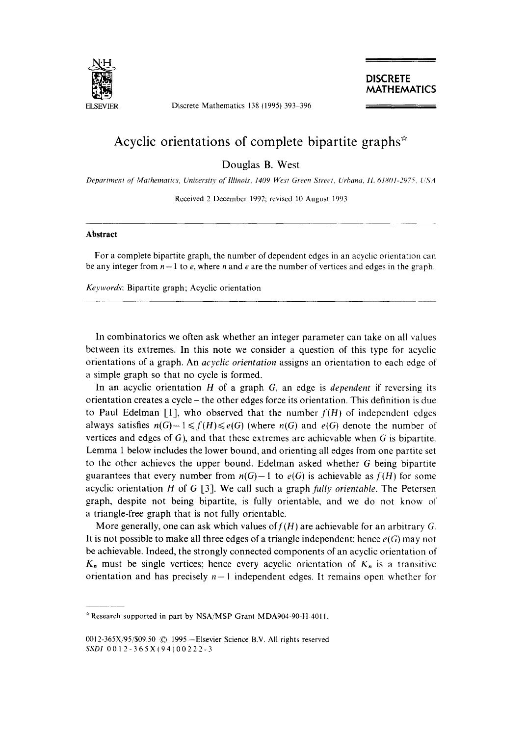# Acyclic orientations of complete bipartite graphs[☆]

Douglas B. West

*Department of Mathematics, University of Illinois, 1409 West Green Street, Urbana, IL 61801-2975, USA*

Received 2 December 1992; revised 10 August 1993

### Abstract

For a complete bipartite graph, the number of dependent edges in an acyclic orientation can be any integer from $n-1$ to $e$, where $n$ and $e$ are the number of vertices and edges in the graph.

*Keywords*: Bipartite graph; Acyclic orientation

---

In combinatorics we often ask whether an integer parameter can take on all values between its extremes. In this note we consider a question of this type for acyclic orientations of a graph. An *acyclic orientation* assigns an orientation to each edge of a simple graph so that no cycle is formed.

In an acyclic orientation $H$ of a graph $G$, an edge is *dependent* if reversing its orientation creates a cycle – the other edges force its orientation. This definition is due to Paul Edelman [1], who observed that the number $f(H)$ of independent edges always satisfies $n(G)-1 \leqslant f(H) \leqslant e(G)$ (where $n(G)$ and $e(G)$ denote the number of vertices and edges of $G$), and that these extremes are achievable when $G$ is bipartite. Lemma 1 below includes the lower bound, and orienting all edges from one partite set to the other achieves the upper bound. Edelman asked whether $G$ being bipartite guarantees that every number from $n(G)-1$ to $e(G)$ is achievable as $f(H)$ for some acyclic orientation $H$ of $G$ [3]. We call such a graph *fully orientable*. The Petersen graph, despite not being bipartite, is fully orientable, and we do not know of a triangle-free graph that is not fully orientable.

More generally, one can ask which values of $f(H)$ are achievable for an arbitrary $G$. It is not possible to make all three edges of a triangle independent; hence $e(G)$ may not be achievable. Indeed, the strongly connected components of an acyclic orientation of $K_n$ must be single vertices; hence every acyclic orientation of $K_n$ is a transitive orientation and has precisely $n-1$ independent edges. It remains open whether for

---

[☆] Research supported in part by NSA/MSP Grant MDA904-90-H-4011.

0012-365X/95/$09.50 © 1995—Elsevier Science B.V. All rights reserved
SSDI 0012-365X(94)00222-3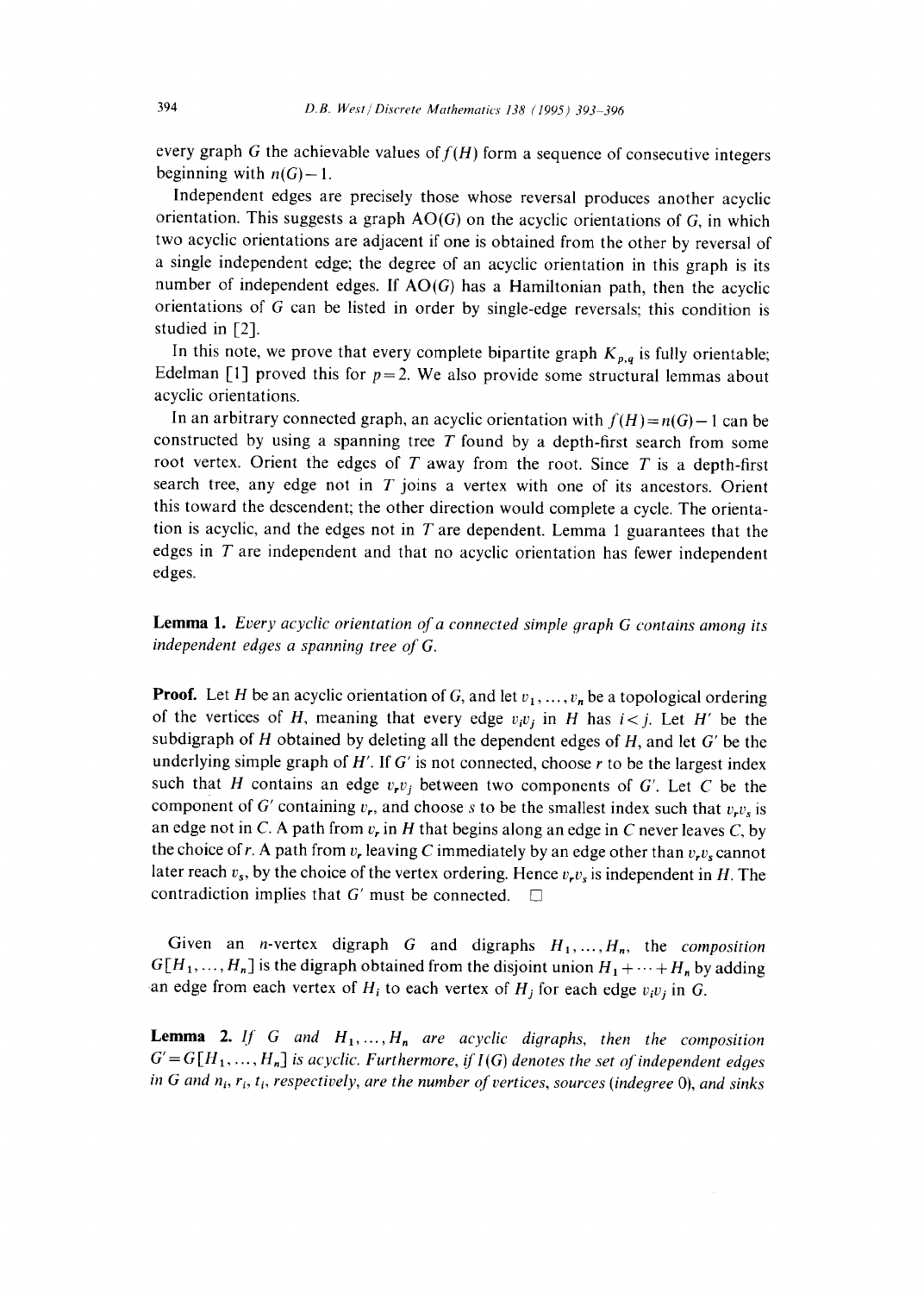every graph $G$ the achievable values of $f(H)$ form a sequence of consecutive integers beginning with $n(G)-1$.

Independent edges are precisely those whose reversal produces another acyclic orientation. This suggests a graph $\mathrm{AO}(G)$ on the acyclic orientations of $G$, in which two acyclic orientations are adjacent if one is obtained from the other by reversal of a single independent edge; the degree of an acyclic orientation in this graph is its number of independent edges. If $\mathrm{AO}(G)$ has a Hamiltonian path, then the acyclic orientations of $G$ can be listed in order by single-edge reversals; this condition is studied in [2].

In this note, we prove that every complete bipartite graph $K_{p,q}$ is fully orientable; Edelman [1] proved this for $p=2$. We also provide some structural lemmas about acyclic orientations.

In an arbitrary connected graph, an acyclic orientation with $f(H)=n(G)-1$ can be constructed by using a spanning tree $T$ found by a depth-first search from some root vertex. Orient the edges of $T$ away from the root. Since $T$ is a depth-first search tree, any edge not in $T$ joins a vertex with one of its ancestors. Orient this toward the descendent; the other direction would complete a cycle. The orientation is acyclic, and the edges not in $T$ are dependent. Lemma 1 guarantees that the edges in $T$ are independent and that no acyclic orientation has fewer independent edges.

**Lemma 1.** *Every acyclic orientation of a connected simple graph $G$ contains among its independent edges a spanning tree of $G$.*

**Proof.** Let $H$ be an acyclic orientation of $G$, and let $v_1, \ldots, v_n$ be a topological ordering of the vertices of $H$, meaning that every edge $v_iv_j$ in $H$ has $i<j$. Let $H'$ be the subdigraph of $H$ obtained by deleting all the dependent edges of $H$, and let $G'$ be the underlying simple graph of $H'$. If $G'$ is not connected, choose $r$ to be the largest index such that $H$ contains an edge $v_rv_j$ between two components of $G'$. Let $C$ be the component of $G'$ containing $v_r$, and choose $s$ to be the smallest index such that $v_rv_s$ is an edge not in $C$. A path from $v_r$ in $H$ that begins along an edge in $C$ never leaves $C$, by the choice of $r$. A path from $v_r$ leaving $C$ immediately by an edge other than $v_rv_s$ cannot later reach $v_s$, by the choice of the vertex ordering. Hence $v_rv_s$ is independent in $H$. The contradiction implies that $G'$ must be connected. $\square$

Given an $n$-vertex digraph $G$ and digraphs $H_1, \ldots, H_n$, the *composition* $G[H_1, \ldots, H_n]$ is the digraph obtained from the disjoint union $H_1 + \cdots + H_n$ by adding an edge from each vertex of $H_i$ to each vertex of $H_j$ for each edge $v_iv_j$ in $G$.

**Lemma 2.** *If $G$ and $H_1, \ldots, H_n$ are acyclic digraphs, then the composition $G' = G[H_1, \ldots, H_n]$ is acyclic. Furthermore, if $I(G)$ denotes the set of independent edges in $G$ and $n_i$, $r_i$, $t_i$, respectively, are the number of vertices, sources (indegree 0), and sinks*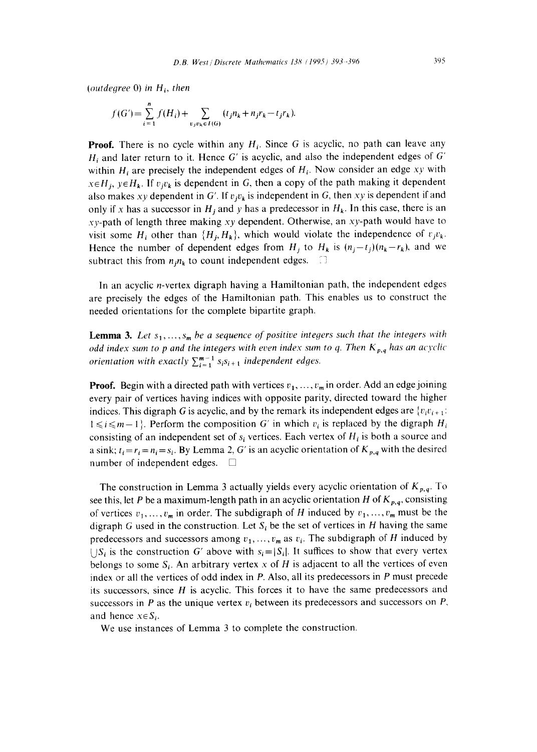(*outdegree* 0) *in* $H_i$, *then*

$$f(G')=\sum_{i=1}^{n} f(H_i)+\sum_{v_j v_k \in I(G)} (t_j n_k+n_j r_k-t_j r_k).$$

**Proof.** There is no cycle within any $H_i$. Since $G$ is acyclic, no path can leave any $H_i$ and later return to it. Hence $G'$ is acyclic, and also the independent edges of $G'$ within $H_i$ are precisely the independent edges of $H_i$. Now consider an edge $xy$ with $x \in H_j$, $y \in H_k$. If $v_j v_k$ is dependent in $G$, then a copy of the path making it dependent also makes $xy$ dependent in $G'$. If $v_j v_k$ is independent in $G$, then $xy$ is dependent if and only if $x$ has a successor in $H_j$ and $y$ has a predecessor in $H_k$. In this case, there is an $xy$-path of length three making $xy$ dependent. Otherwise, an $xy$-path would have to visit some $H_i$ other than $\{H_j, H_k\}$, which would violate the independence of $v_j v_k$. Hence the number of dependent edges from $H_j$ to $H_k$ is $(n_j - t_j)(n_k - r_k)$, and we subtract this from $n_j n_k$ to count independent edges. □

In an acyclic $n$-vertex digraph having a Hamiltonian path, the independent edges are precisely the edges of the Hamiltonian path. This enables us to construct the needed orientations for the complete bipartite graph.

**Lemma 3.** *Let* $s_1, \ldots, s_m$ *be a sequence of positive integers such that the integers with odd index sum to* $p$ *and the integers with even index sum to* $q$. *Then* $K_{p,q}$ *has an acyclic orientation with exactly* $\sum_{i=1}^{m-1} s_i s_{i+1}$ *independent edges.*

**Proof.** Begin with a directed path with vertices $v_1, \ldots, v_m$ in order. Add an edge joining every pair of vertices having indices with opposite parity, directed toward the higher indices. This digraph $G$ is acyclic, and by the remark its independent edges are $\{v_i v_{i+1}: 1 \leqslant i \leqslant m-1\}$. Perform the composition $G'$ in which $v_i$ is replaced by the digraph $H_i$ consisting of an independent set of $s_i$ vertices. Each vertex of $H_i$ is both a source and a sink; $t_i = r_i = n_i = s_i$. By Lemma 2, $G'$ is an acyclic orientation of $K_{p,q}$ with the desired number of independent edges. □

The construction in Lemma 3 actually yields every acyclic orientation of $K_{p,q}$. To see this, let $P$ be a maximum-length path in an acyclic orientation $H$ of $K_{p,q}$, consisting of vertices $v_1, \ldots, v_m$ in order. The subdigraph of $H$ induced by $v_1, \ldots, v_m$ must be the digraph $G$ used in the construction. Let $S_i$ be the set of vertices in $H$ having the same predecessors and successors among $v_1, \ldots, v_m$ as $v_i$. The subdigraph of $H$ induced by $\bigcup S_i$ is the construction $G'$ above with $s_i = |S_i|$. It suffices to show that every vertex belongs to some $S_i$. An arbitrary vertex $x$ of $H$ is adjacent to all the vertices of even index or all the vertices of odd index in $P$. Also, all its predecessors in $P$ must precede its successors, since $H$ is acyclic. This forces it to have the same predecessors and successors in $P$ as the unique vertex $v_i$ between its predecessors and successors on $P$, and hence $x \in S_i$.

We use instances of Lemma 3 to complete the construction.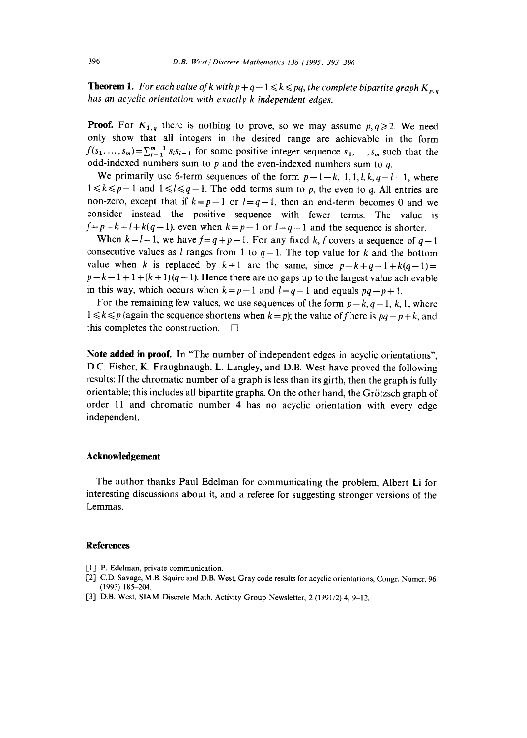**Theorem 1.** *For each value of k with $p+q-1 \leqslant k \leqslant pq$, the complete bipartite graph $K_{p,q}$ has an acyclic orientation with exactly k independent edges.*

**Proof.** For $K_{1,q}$ there is nothing to prove, so we may assume $p, q \geqslant 2$. We need only show that all integers in the desired range are achievable in the form $f(s_1, \ldots, s_m) = \sum_{i=1}^{m-1} s_i s_{i+1}$ for some positive integer sequence $s_1, \ldots, s_m$ such that the odd-indexed numbers sum to $p$ and the even-indexed numbers sum to $q$.

We primarily use 6-term sequences of the form $p-1-k,\ 1, 1, l, k, q-l-1$, where $1 \leqslant k \leqslant p-1$ and $1 \leqslant l \leqslant q-1$. The odd terms sum to $p$, the even to $q$. All entries are non-zero, except that if $k=p-1$ or $l=q-1$, then an end-term becomes 0 and we consider instead the positive sequence with fewer terms. The value is $f = p-k+l+k(q-1)$, even when $k=p-1$ or $l=q-1$ and the sequence is shorter.

When $k=l=1$, we have $f=q+p-1$. For any fixed $k$, $f$ covers a sequence of $q-1$ consecutive values as $l$ ranges from 1 to $q-1$. The top value for $k$ and the bottom value when $k$ is replaced by $k+1$ are the same, since $p-k+q-1+k(q-1) = p-k-1+1+(k+1)(q-1)$. Hence there are no gaps up to the largest value achievable in this way, which occurs when $k=p-1$ and $l=q-1$ and equals $pq-p+1$.

For the remaining few values, we use sequences of the form $p-k, q-1, k, 1$, where $1 \leqslant k \leqslant p$ (again the sequence shortens when $k=p$); the value of $f$ here is $pq-p+k$, and this completes the construction. □

**Note added in proof.** In "The number of independent edges in acyclic orientations", D.C. Fisher, K. Fraughnaugh, L. Langley, and D.B. West have proved the following results: If the chromatic number of a graph is less than its girth, then the graph is fully orientable; this includes all bipartite graphs. On the other hand, the Grötzsch graph of order 11 and chromatic number 4 has no acyclic orientation with every edge independent.

## Acknowledgement

The author thanks Paul Edelman for communicating the problem, Albert Li for interesting discussions about it, and a referee for suggesting stronger versions of the Lemmas.

## References

[1] P. Edelman, private communication.

[2] C.D. Savage, M.B. Squire and D.B. West, Gray code results for acyclic orientations, Congr. Numer. 96 (1993) 185–204.

[3] D.B. West, SIAM Discrete Math. Activity Group Newsletter, 2 (1991/2) 4, 9–12.